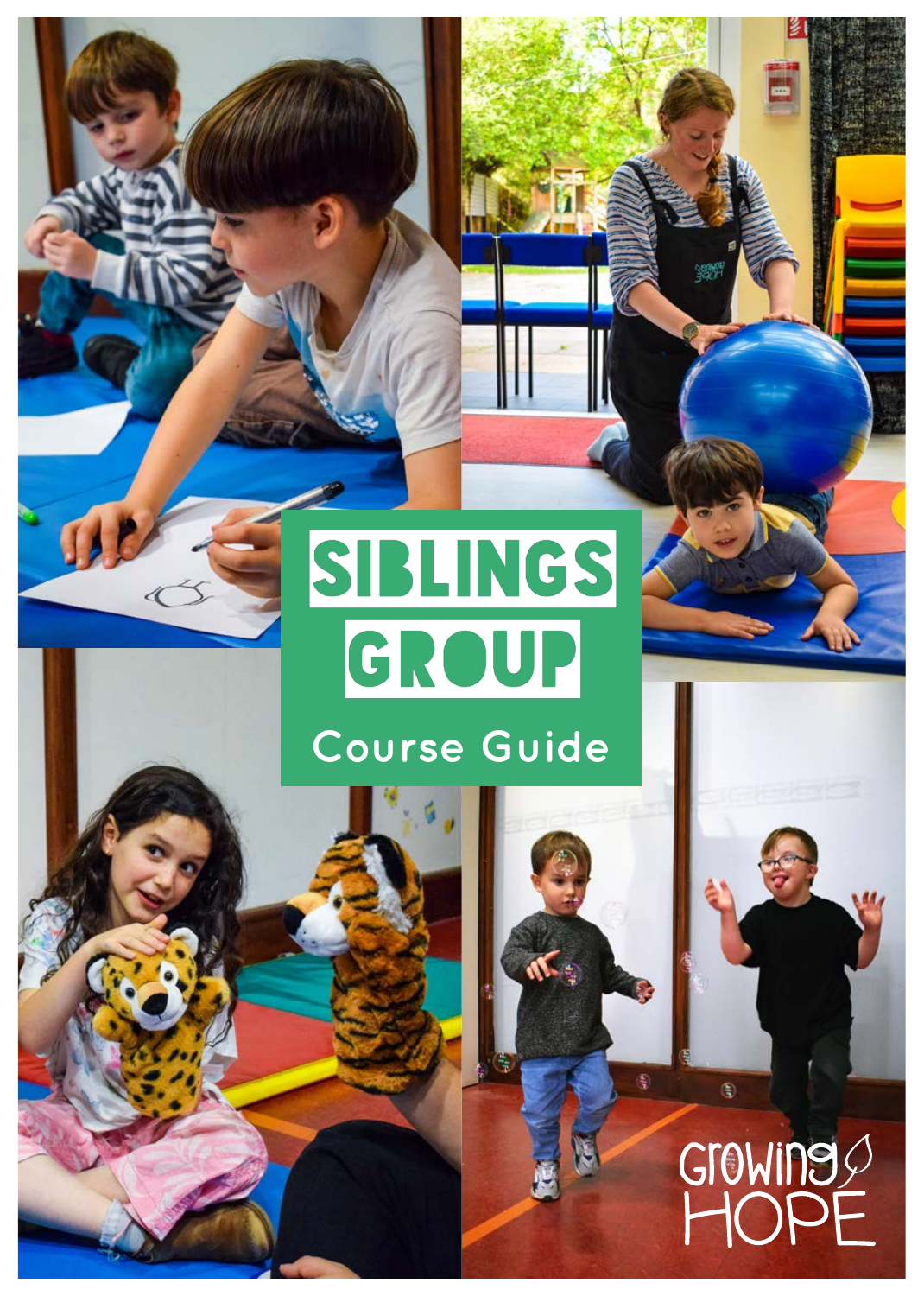# SIBLINGS GROUP

Course Guide

Growing HOPE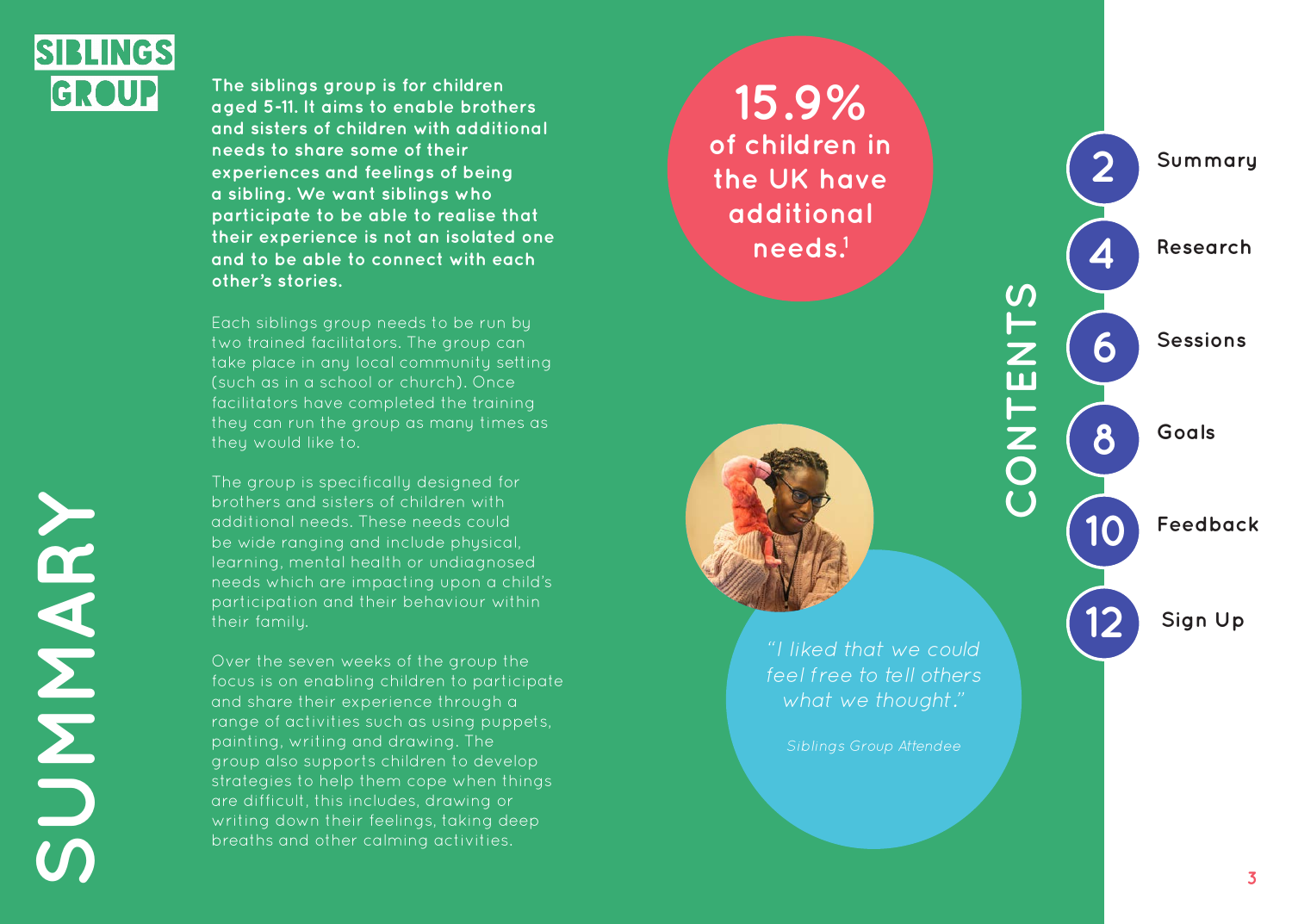# SIBLINGS GROUP

# SUMMARY

**The siblings group is for children aged 5-11. It aims to enable brothers and sisters of children with additional needs to share some of their experiences and feelings of being a sibling. We want siblings who participate to be able to realise that their experience is not an isolated one and to be able to connect with each other's stories.**

Each siblings group needs to be run by two trained facilitators. The group can take place in any local community setting (such as in a school or church). Once facilitators have completed the training they can run the group as many times as they would like to.

The group is specifically designed for brothers and sisters of children with additional needs. These needs could be wide ranging and include physical, learning, mental health or undiagnosed needs which are impacting upon a child's participation and their behaviour within their family.

Over the seven weeks of the group the focus is on enabling children to participate and share their experience through a range of activities such as using puppets, painting, writing and drawing. The group also supports children to develop strategies to help them cope when things are difficult, this includes, drawing or writing down their feelings, taking deep breaths and other calming activities.

**15.9% of children in the UK have additional needs.**[1]

*"I liked that we could feel free to tell others what we thought."*

*Siblings Group Attendee*

## CONTENTS

- 2 Summary
- 4 Research
- 6 Sessions
- 8 Goals
- 10 Feedback
- 12 Sign Up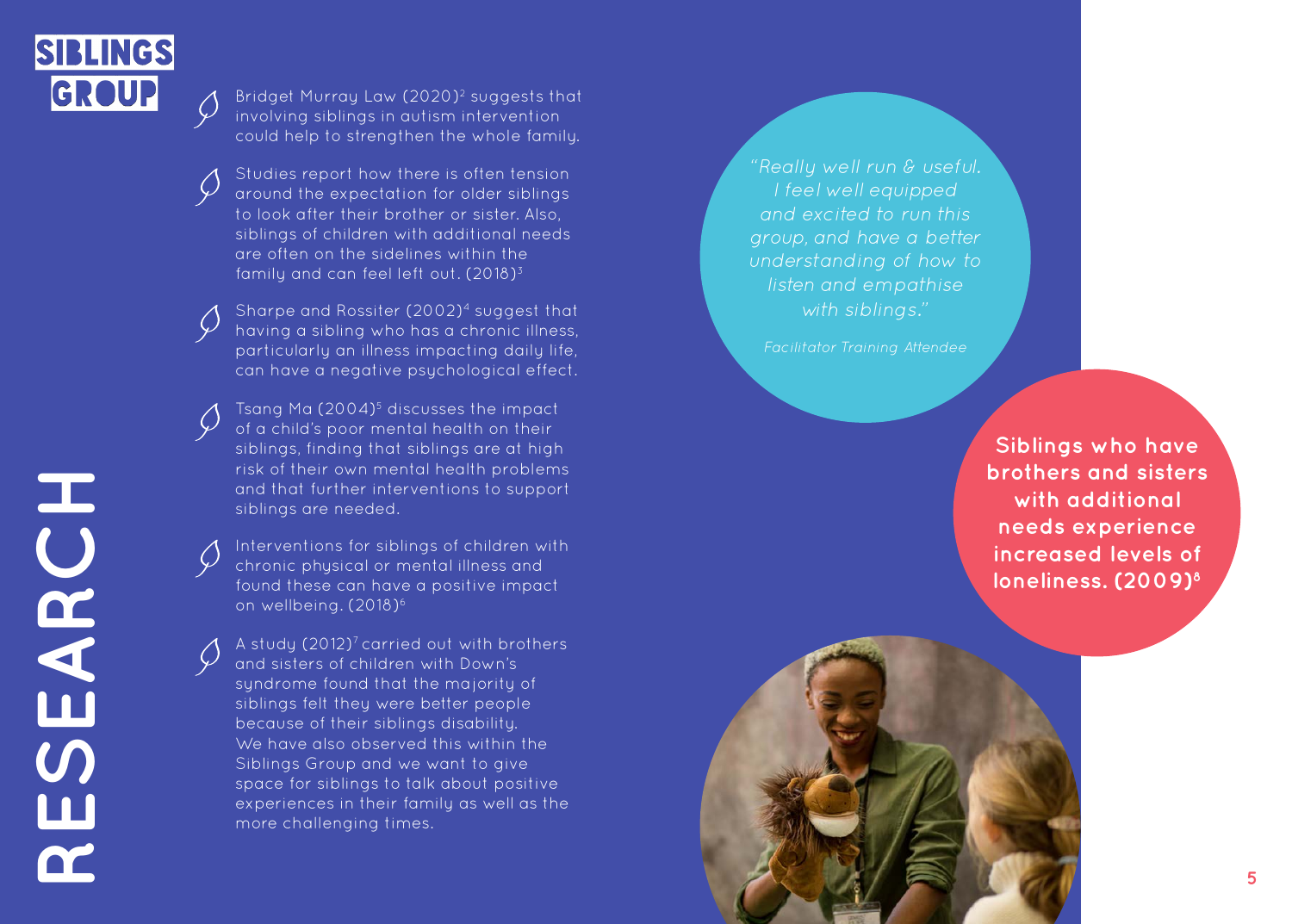# RESEARCH

- Bridget Murray Law (2020)[2] suggests that involving siblings in autism intervention could help to strengthen the whole family.

- Studies report how there is often tension around the expectation for older siblings to look after their brother or sister. Also, siblings of children with additional needs are often on the sidelines within the family and can feel left out. (2018)[3]

- Sharpe and Rossiter (2002)[4] suggest that having a sibling who has a chronic illness, particularly an illness impacting daily life, can have a negative psychological effect.

- Tsang Ma (2004)[5] discusses the impact of a child's poor mental health on their siblings, finding that siblings are at high risk of their own mental health problems and that further interventions to support siblings are needed.

- Interventions for siblings of children with chronic physical or mental illness and found these can have a positive impact on wellbeing. (2018)[6]

- A study (2012)[7] carried out with brothers and sisters of children with Down's syndrome found that the majority of siblings felt they were better people because of their siblings disability. We have also observed this within the Siblings Group and we want to give space for siblings to talk about positive experiences in their family as well as the more challenging times.

*"Really well run & useful. I feel well equipped and excited to run this group, and have a better understanding of how to listen and empathise with siblings."*

*Facilitator Training Attendee*

**Siblings who have brothers and sisters with additional needs experience increased levels of loneliness. (2009)[8]**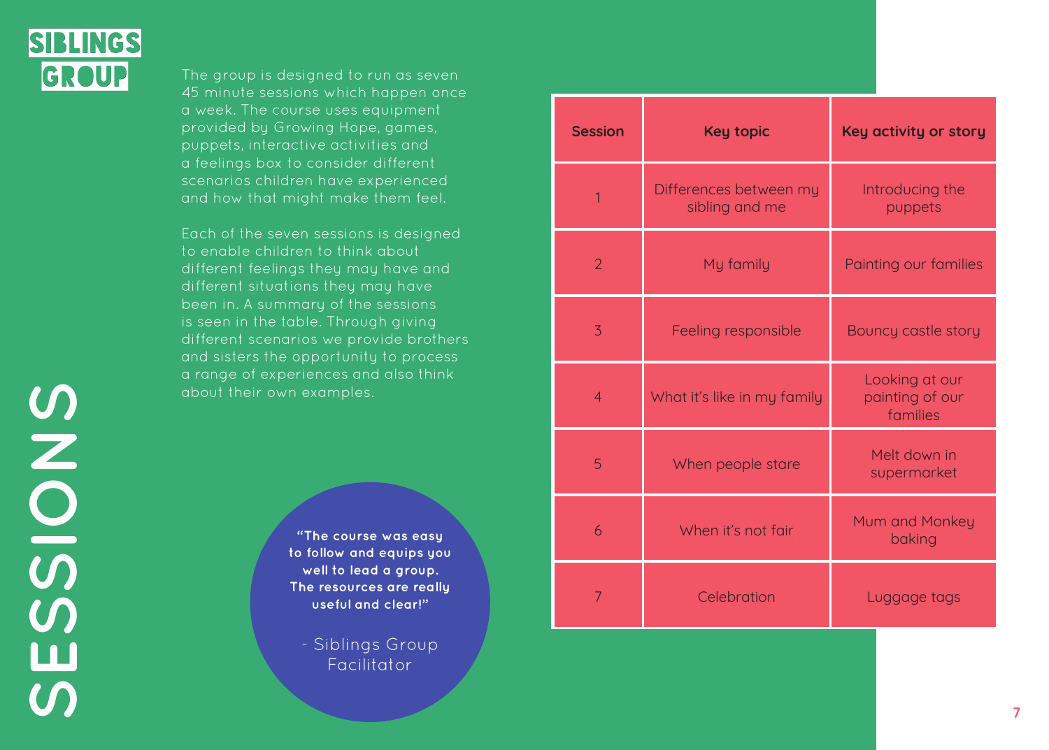# SIBLINGS GROUP

## SESSIONS

The group is designed to run as seven 45 minute sessions which happen once a week. The course uses equipment provided by Growing Hope, games, puppets, interactive activities and a feelings box to consider different scenarios children have experienced and how that might make them feel.

Each of the seven sessions is designed to enable children to think about different feelings they may have and different situations they may have been in. A summary of the sessions is seen in the table. Through giving different scenarios we provide brothers and sisters the opportunity to process a range of experiences and also think about their own examples.

**"The course was easy to follow and equips you well to lead a group. The resources are really useful and clear!"**

\- Siblings Group Facilitator

| Session | Key topic | Key activity or story |
| --- | --- | --- |
| 1 | Differences between my sibling and me | Introducing the puppets |
| 2 | My family | Painting our families |
| 3 | Feeling responsible | Bouncy castle story |
| 4 | What it's like in my family | Looking at our painting of our families |
| 5 | When people stare | Melt down in supermarket |
| 6 | When it's not fair | Mum and Monkey baking |
| 7 | Celebration | Luggage tags |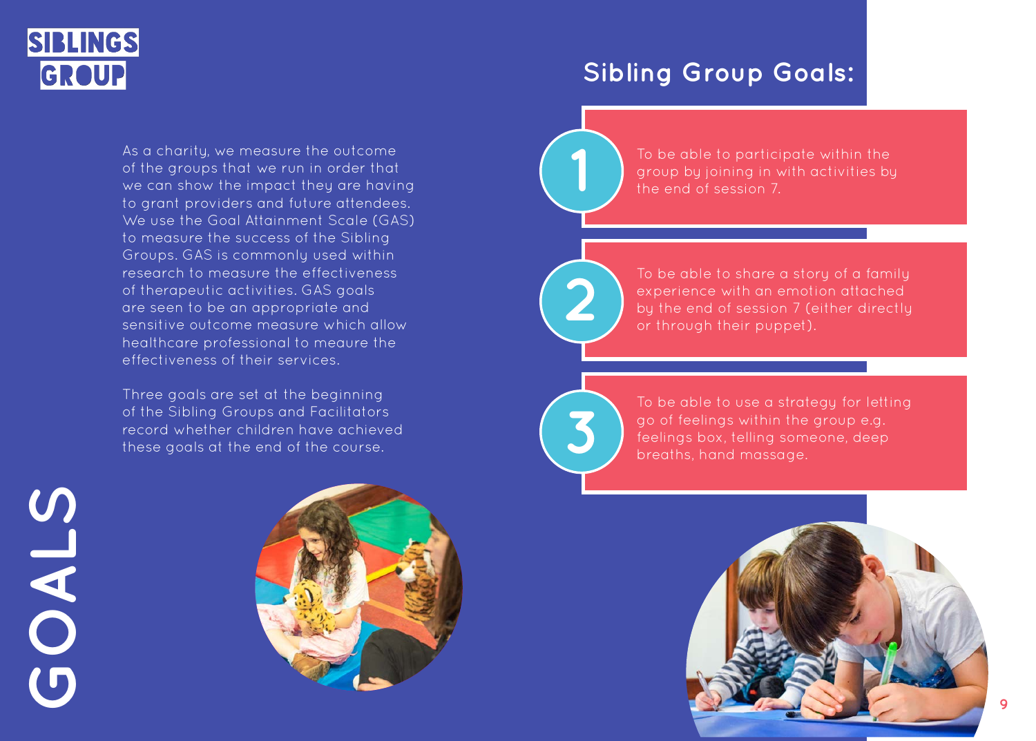# SIBLINGS GROUP

# GOALS

As a charity, we measure the outcome of the groups that we run in order that we can show the impact they are having to grant providers and future attendees. We use the Goal Attainment Scale (GAS) to measure the success of the Sibling Groups. GAS is commonly used within research to measure the effectiveness of therapeutic activities. GAS goals are seen to be an appropriate and sensitive outcome measure which allow healthcare professional to meaure the effectiveness of their services.

Three goals are set at the beginning of the Sibling Groups and Facilitators record whether children have achieved these goals at the end of the course.

## Sibling Group Goals:

1. To be able to participate within the group by joining in with activities by the end of session 7.
2. To be able to share a story of a family experience with an emotion attached by the end of session 7 (either directly or through their puppet).
3. To be able to use a strategy for letting go of feelings within the group e.g. feelings box, telling someone, deep breaths, hand massage.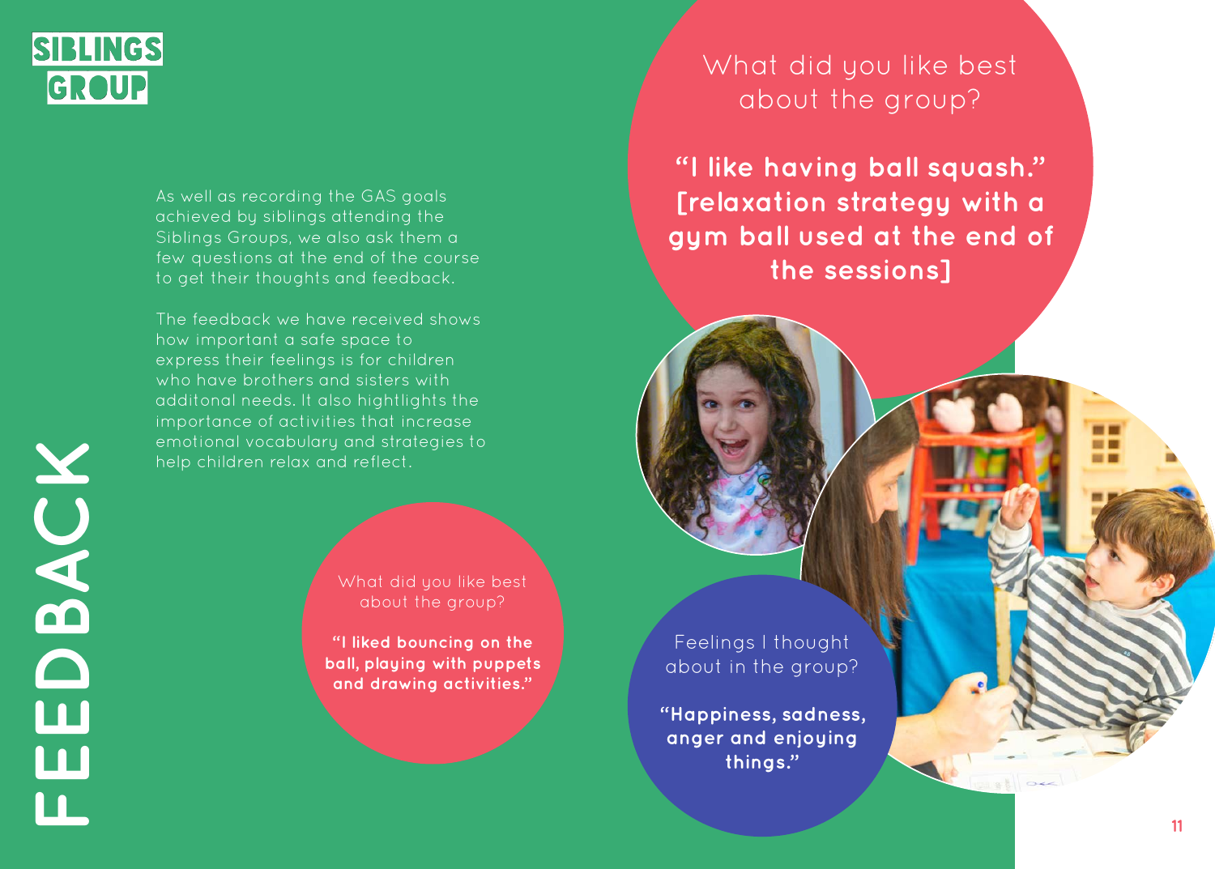# FEEDBACK

SIBLINGS GROUP

As well as recording the GAS goals achieved by siblings attending the Siblings Groups, we also ask them a few questions at the end of the course to get their thoughts and feedback.

The feedback we have received shows how important a safe space to express their feelings is for children who have brothers and sisters with additonal needs. It also hightlights the importance of activities that increase emotional vocabulary and strategies to help children relax and reflect.

What did you like best about the group?

**"I liked bouncing on the ball, playing with puppets and drawing activities."**

What did you like best about the group?

**"I like having ball squash." [relaxation strategy with a gym ball used at the end of the sessions]**

Feelings I thought about in the group?

**"Happiness, sadness, anger and enjoying things."**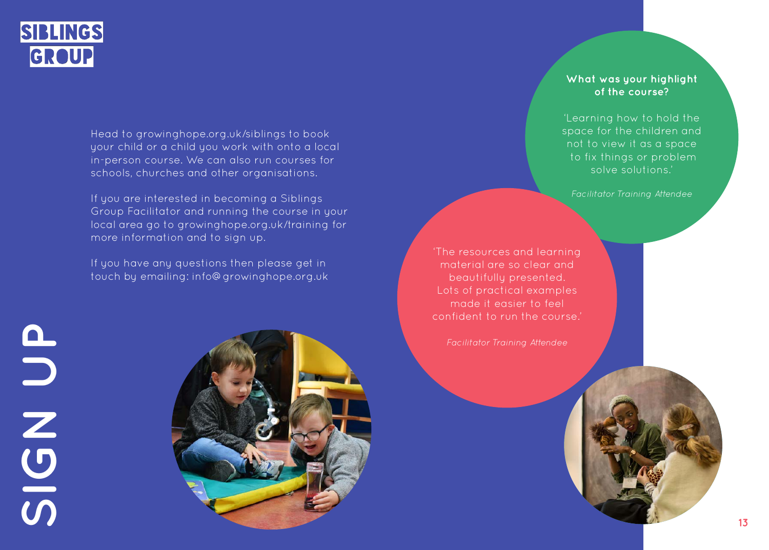# SIBLINGS GROUP

## SIGN UP

Head to growinghope.org.uk/siblings to book your child or a child you work with onto a local in-person course. We can also run courses for schools, churches and other organisations.

If you are interested in becoming a Siblings Group Facilitator and running the course in your local area go to growinghope.org.uk/training for more information and to sign up.

If you have any questions then please get in touch by emailing: info@growinghope.org.uk

**What was your highlight of the course?**

'Learning how to hold the space for the children and not to view it as a space to fix things or problem solve solutions.'

*Facilitator Training Attendee*

'The resources and learning material are so clear and beautifully presented. Lots of practical examples made it easier to feel confident to run the course.'

*Facilitator Training Attendee*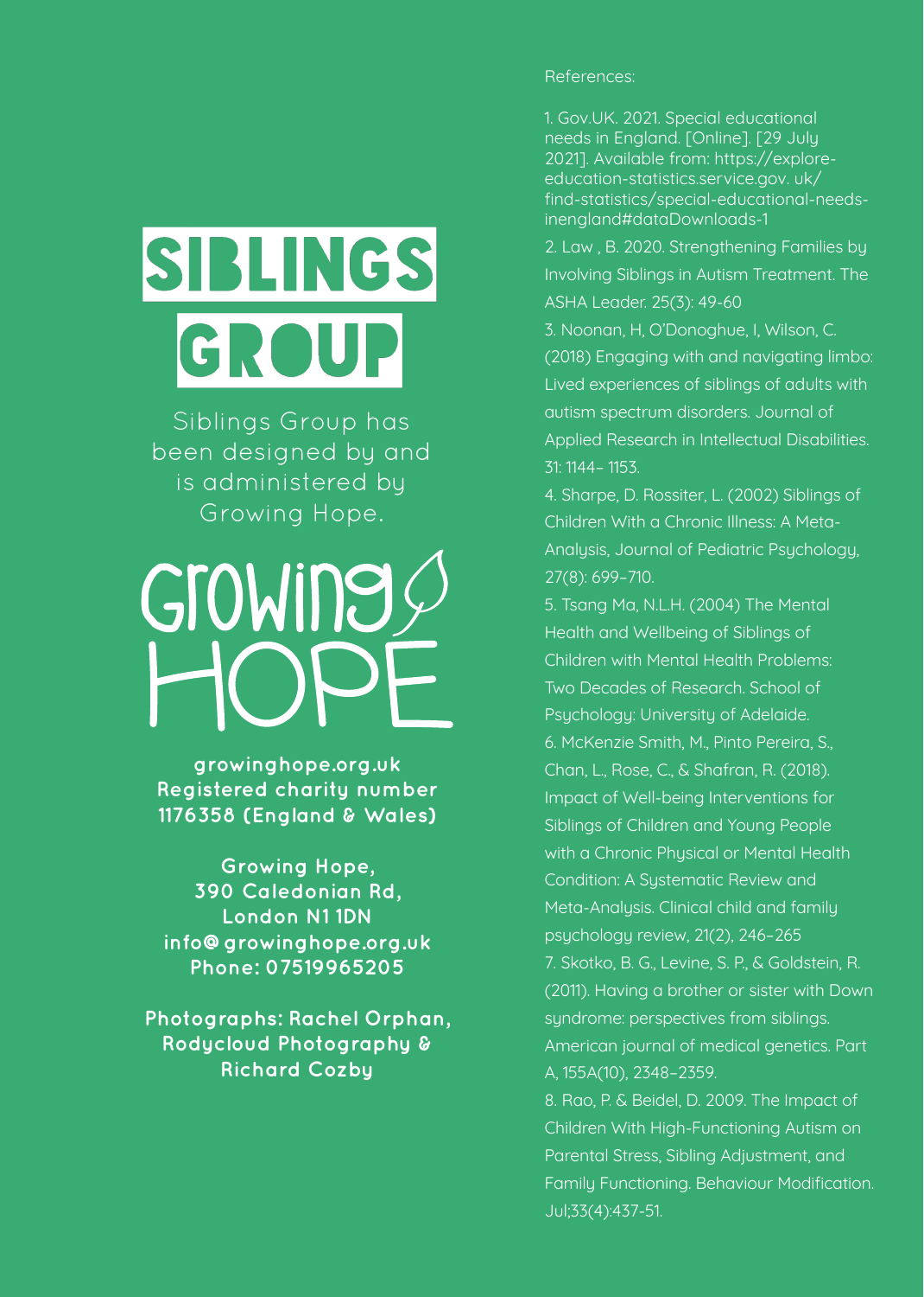# SIBLINGS GROUP

Siblings Group has been designed by and is administered by Growing Hope.

# Growing HOPE

**growinghope.org.uk**
**Registered charity number 1176358 (England & Wales)**

**Growing Hope,**
**390 Caledonian Rd,**
**London N1 1DN**
**info@growinghope.org.uk**
**Phone: 07519965205**

**Photographs: Rachel Orphan, Rodycloud Photography & Richard Cozby**

References:

1. Gov.UK. 2021. Special educational needs in England. [Online]. [29 July 2021]. Available from: https://explore-education-statistics.service.gov. uk/ find-statistics/special-educational-needs-inengland#dataDownloads-1
2. Law , B. 2020. Strengthening Families by Involving Siblings in Autism Treatment. The ASHA Leader. 25(3): 49-60
3. Noonan, H, O'Donoghue, I, Wilson, C. (2018) Engaging with and navigating limbo: Lived experiences of siblings of adults with autism spectrum disorders. Journal of Applied Research in Intellectual Disabilities. 31: 1144– 1153.
4. Sharpe, D. Rossiter, L. (2002) Siblings of Children With a Chronic Illness: A Meta-Analysis, Journal of Pediatric Psychology, 27(8): 699–710.
5. Tsang Ma, N.L.H. (2004) The Mental Health and Wellbeing of Siblings of Children with Mental Health Problems: Two Decades of Research. School of Psychology: University of Adelaide.
6. McKenzie Smith, M., Pinto Pereira, S., Chan, L., Rose, C., & Shafran, R. (2018). Impact of Well-being Interventions for Siblings of Children and Young People with a Chronic Physical or Mental Health Condition: A Systematic Review and Meta-Analysis. Clinical child and family psychology review, 21(2), 246–265
7. Skotko, B. G., Levine, S. P., & Goldstein, R. (2011). Having a brother or sister with Down syndrome: perspectives from siblings. American journal of medical genetics. Part A, 155A(10), 2348–2359.
8. Rao, P. & Beidel, D. 2009. The Impact of Children With High-Functioning Autism on Parental Stress, Sibling Adjustment, and Family Functioning. Behaviour Modification. Jul;33(4):437-51.